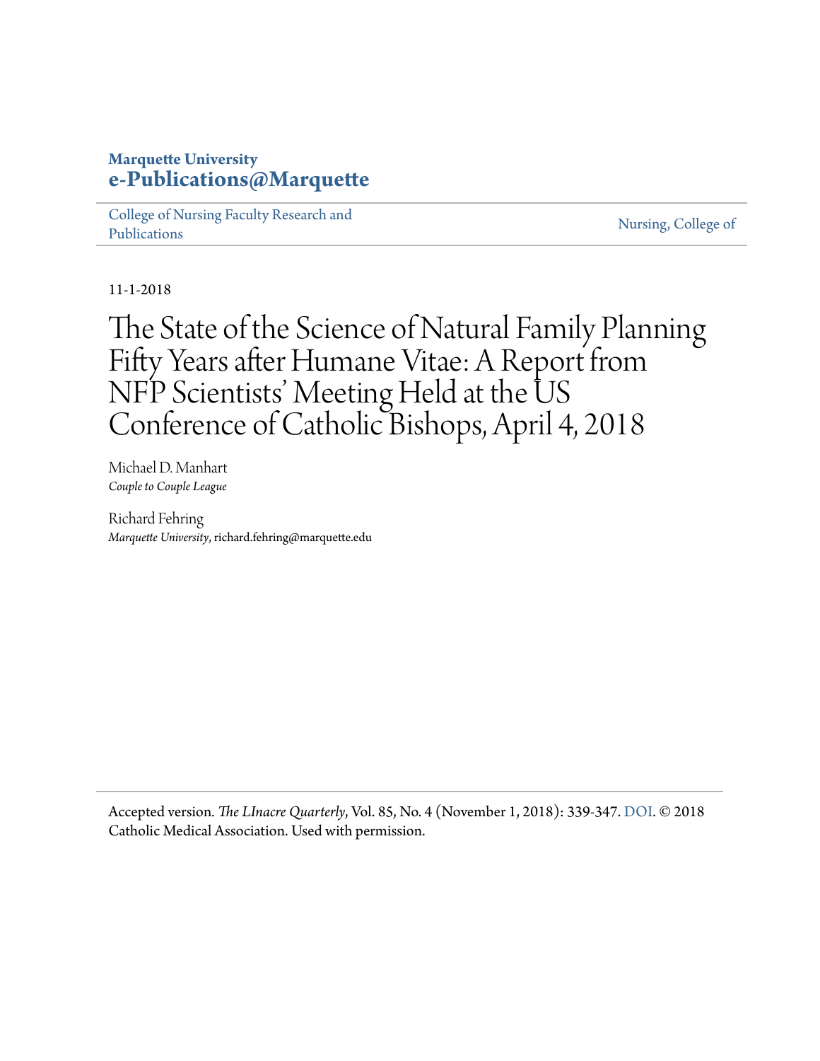**Marquette University**
**e-Publications@Marquette**

College of Nursing Faculty Research and Publications | Nursing, College of

11-1-2018

# The State of the Science of Natural Family Planning Fifty Years after Humane Vitae: A Report from NFP Scientists' Meeting Held at the US Conference of Catholic Bishops, April 4, 2018

Michael D. Manhart
*Couple to Couple League*

Richard Fehring
*Marquette University*, richard.fehring@marquette.edu

Accepted version. *The LInacre Quarterly*, Vol. 85, No. 4 (November 1, 2018): 339-347. DOI. © 2018 Catholic Medical Association. Used with permission.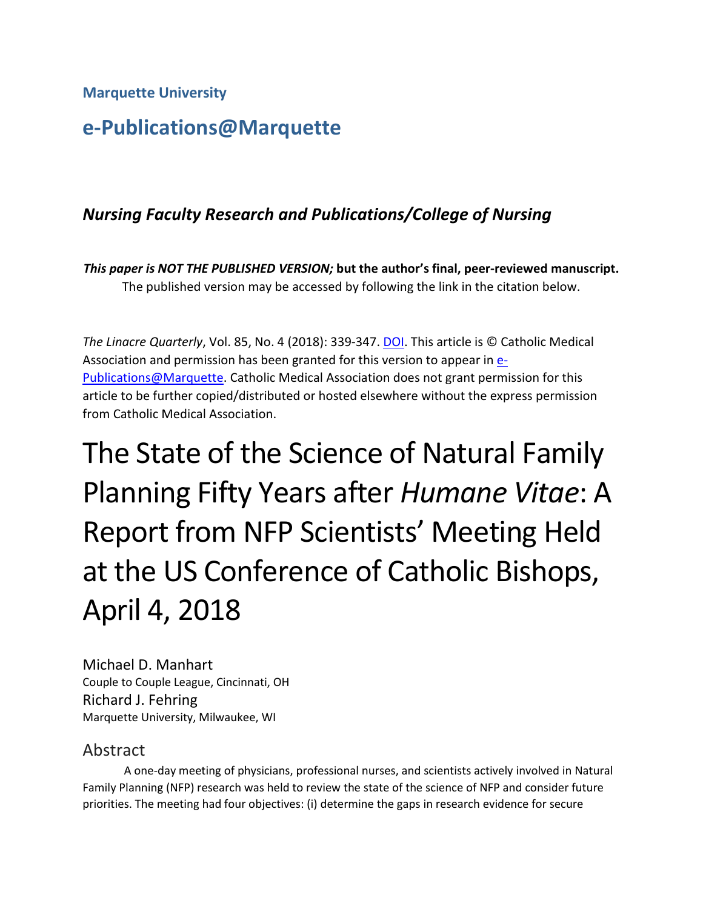Marquette University

# e-Publications@Marquette

## *Nursing Faculty Research and Publications/College of Nursing*

***This paper is NOT THE PUBLISHED VERSION;* but the author's final, peer-reviewed manuscript.** The published version may be accessed by following the link in the citation below.

*The Linacre Quarterly*, Vol. 85, No. 4 (2018): 339-347. DOI. This article is © Catholic Medical Association and permission has been granted for this version to appear in e-Publications@Marquette. Catholic Medical Association does not grant permission for this article to be further copied/distributed or hosted elsewhere without the express permission from Catholic Medical Association.

# The State of the Science of Natural Family Planning Fifty Years after *Humane Vitae*: A Report from NFP Scientists' Meeting Held at the US Conference of Catholic Bishops, April 4, 2018

Michael D. Manhart
Couple to Couple League, Cincinnati, OH

Richard J. Fehring
Marquette University, Milwaukee, WI

## Abstract

A one-day meeting of physicians, professional nurses, and scientists actively involved in Natural Family Planning (NFP) research was held to review the state of the science of NFP and consider future priorities. The meeting had four objectives: (i) determine the gaps in research evidence for secure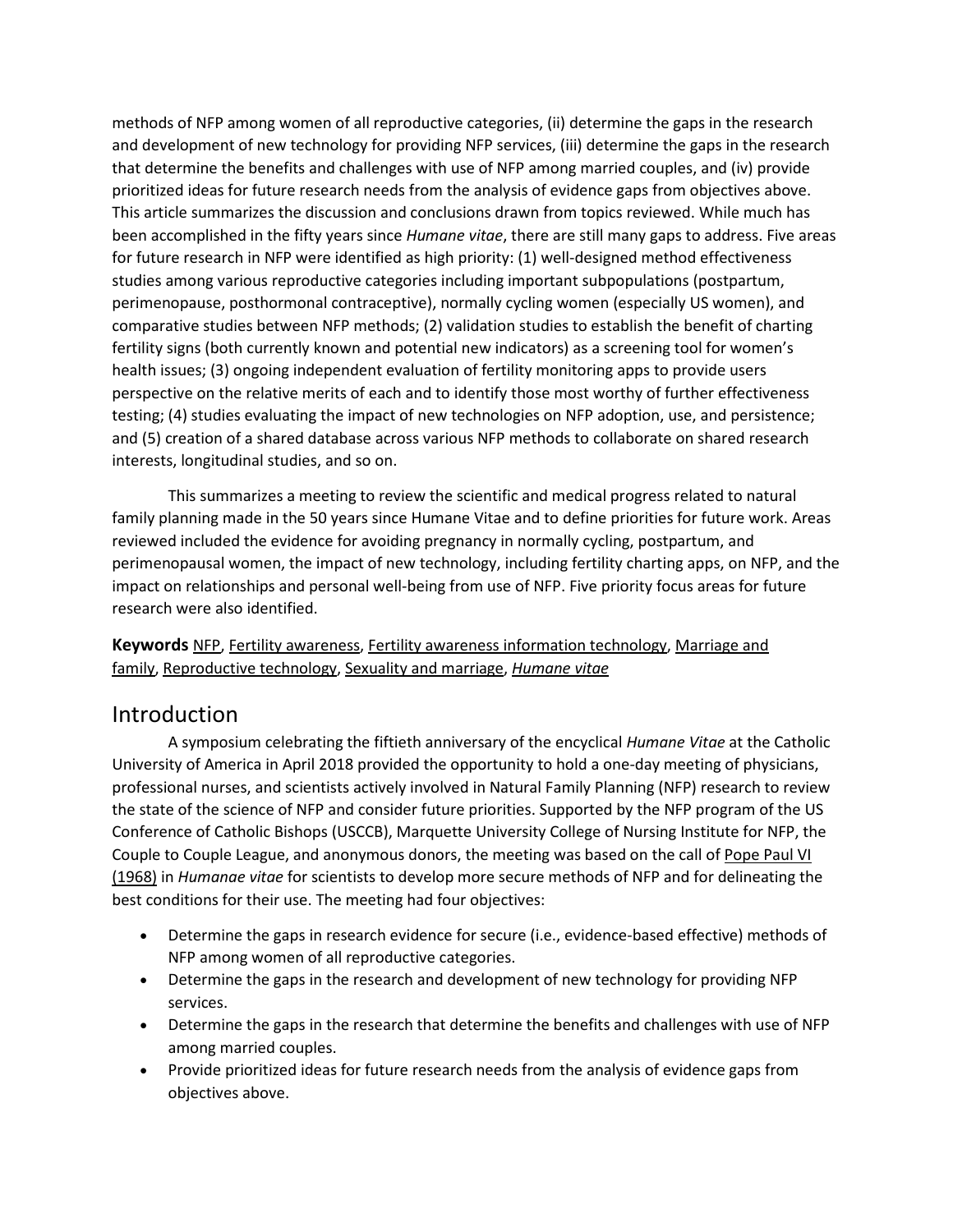methods of NFP among women of all reproductive categories, (ii) determine the gaps in the research and development of new technology for providing NFP services, (iii) determine the gaps in the research that determine the benefits and challenges with use of NFP among married couples, and (iv) provide prioritized ideas for future research needs from the analysis of evidence gaps from objectives above. This article summarizes the discussion and conclusions drawn from topics reviewed. While much has been accomplished in the fifty years since *Humane vitae*, there are still many gaps to address. Five areas for future research in NFP were identified as high priority: (1) well-designed method effectiveness studies among various reproductive categories including important subpopulations (postpartum, perimenopause, posthormonal contraceptive), normally cycling women (especially US women), and comparative studies between NFP methods; (2) validation studies to establish the benefit of charting fertility signs (both currently known and potential new indicators) as a screening tool for women's health issues; (3) ongoing independent evaluation of fertility monitoring apps to provide users perspective on the relative merits of each and to identify those most worthy of further effectiveness testing; (4) studies evaluating the impact of new technologies on NFP adoption, use, and persistence; and (5) creation of a shared database across various NFP methods to collaborate on shared research interests, longitudinal studies, and so on.

This summarizes a meeting to review the scientific and medical progress related to natural family planning made in the 50 years since Humane Vitae and to define priorities for future work. Areas reviewed included the evidence for avoiding pregnancy in normally cycling, postpartum, and perimenopausal women, the impact of new technology, including fertility charting apps, on NFP, and the impact on relationships and personal well-being from use of NFP. Five priority focus areas for future research were also identified.

**Keywords** NFP, Fertility awareness, Fertility awareness information technology, Marriage and family, Reproductive technology, Sexuality and marriage, *Humane vitae*

## Introduction

A symposium celebrating the fiftieth anniversary of the encyclical *Humane Vitae* at the Catholic University of America in April 2018 provided the opportunity to hold a one-day meeting of physicians, professional nurses, and scientists actively involved in Natural Family Planning (NFP) research to review the state of the science of NFP and consider future priorities. Supported by the NFP program of the US Conference of Catholic Bishops (USCCB), Marquette University College of Nursing Institute for NFP, the Couple to Couple League, and anonymous donors, the meeting was based on the call of Pope Paul VI (1968) in *Humanae vitae* for scientists to develop more secure methods of NFP and for delineating the best conditions for their use. The meeting had four objectives:

- Determine the gaps in research evidence for secure (i.e., evidence-based effective) methods of NFP among women of all reproductive categories.
- Determine the gaps in the research and development of new technology for providing NFP services.
- Determine the gaps in the research that determine the benefits and challenges with use of NFP among married couples.
- Provide prioritized ideas for future research needs from the analysis of evidence gaps from objectives above.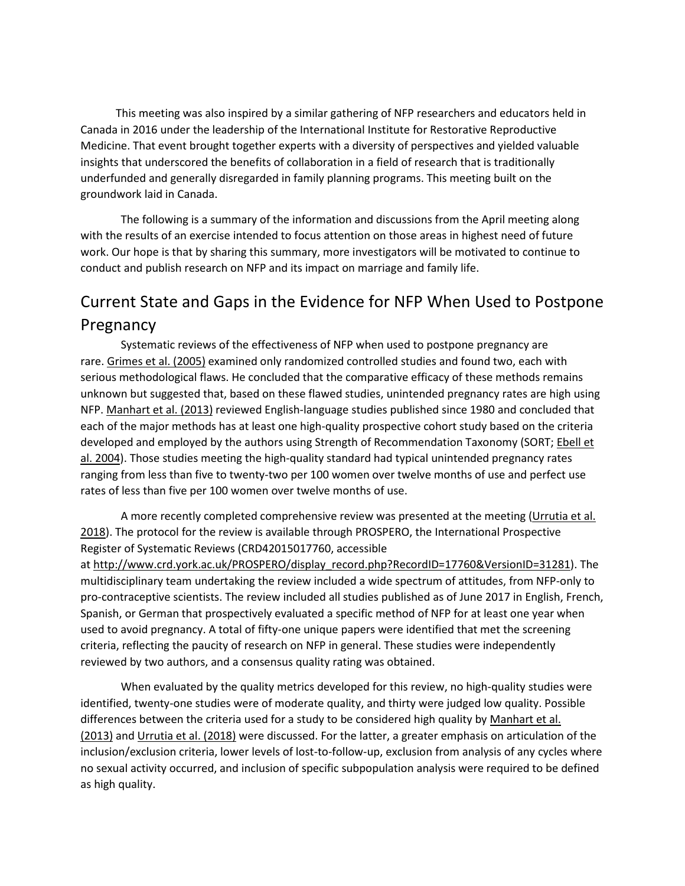This meeting was also inspired by a similar gathering of NFP researchers and educators held in Canada in 2016 under the leadership of the International Institute for Restorative Reproductive Medicine. That event brought together experts with a diversity of perspectives and yielded valuable insights that underscored the benefits of collaboration in a field of research that is traditionally underfunded and generally disregarded in family planning programs. This meeting built on the groundwork laid in Canada.

The following is a summary of the information and discussions from the April meeting along with the results of an exercise intended to focus attention on those areas in highest need of future work. Our hope is that by sharing this summary, more investigators will be motivated to continue to conduct and publish research on NFP and its impact on marriage and family life.

## Current State and Gaps in the Evidence for NFP When Used to Postpone Pregnancy

Systematic reviews of the effectiveness of NFP when used to postpone pregnancy are rare. Grimes et al. (2005) examined only randomized controlled studies and found two, each with serious methodological flaws. He concluded that the comparative efficacy of these methods remains unknown but suggested that, based on these flawed studies, unintended pregnancy rates are high using NFP. Manhart et al. (2013) reviewed English-language studies published since 1980 and concluded that each of the major methods has at least one high-quality prospective cohort study based on the criteria developed and employed by the authors using Strength of Recommendation Taxonomy (SORT; Ebell et al. 2004). Those studies meeting the high-quality standard had typical unintended pregnancy rates ranging from less than five to twenty-two per 100 women over twelve months of use and perfect use rates of less than five per 100 women over twelve months of use.

A more recently completed comprehensive review was presented at the meeting (Urrutia et al. 2018). The protocol for the review is available through PROSPERO, the International Prospective Register of Systematic Reviews (CRD42015017760, accessible at http://www.crd.york.ac.uk/PROSPERO/display_record.php?RecordID=17760&VersionID=31281). The multidisciplinary team undertaking the review included a wide spectrum of attitudes, from NFP-only to pro-contraceptive scientists. The review included all studies published as of June 2017 in English, French, Spanish, or German that prospectively evaluated a specific method of NFP for at least one year when used to avoid pregnancy. A total of fifty-one unique papers were identified that met the screening criteria, reflecting the paucity of research on NFP in general. These studies were independently reviewed by two authors, and a consensus quality rating was obtained.

When evaluated by the quality metrics developed for this review, no high-quality studies were identified, twenty-one studies were of moderate quality, and thirty were judged low quality. Possible differences between the criteria used for a study to be considered high quality by Manhart et al. (2013) and Urrutia et al. (2018) were discussed. For the latter, a greater emphasis on articulation of the inclusion/exclusion criteria, lower levels of lost-to-follow-up, exclusion from analysis of any cycles where no sexual activity occurred, and inclusion of specific subpopulation analysis were required to be defined as high quality.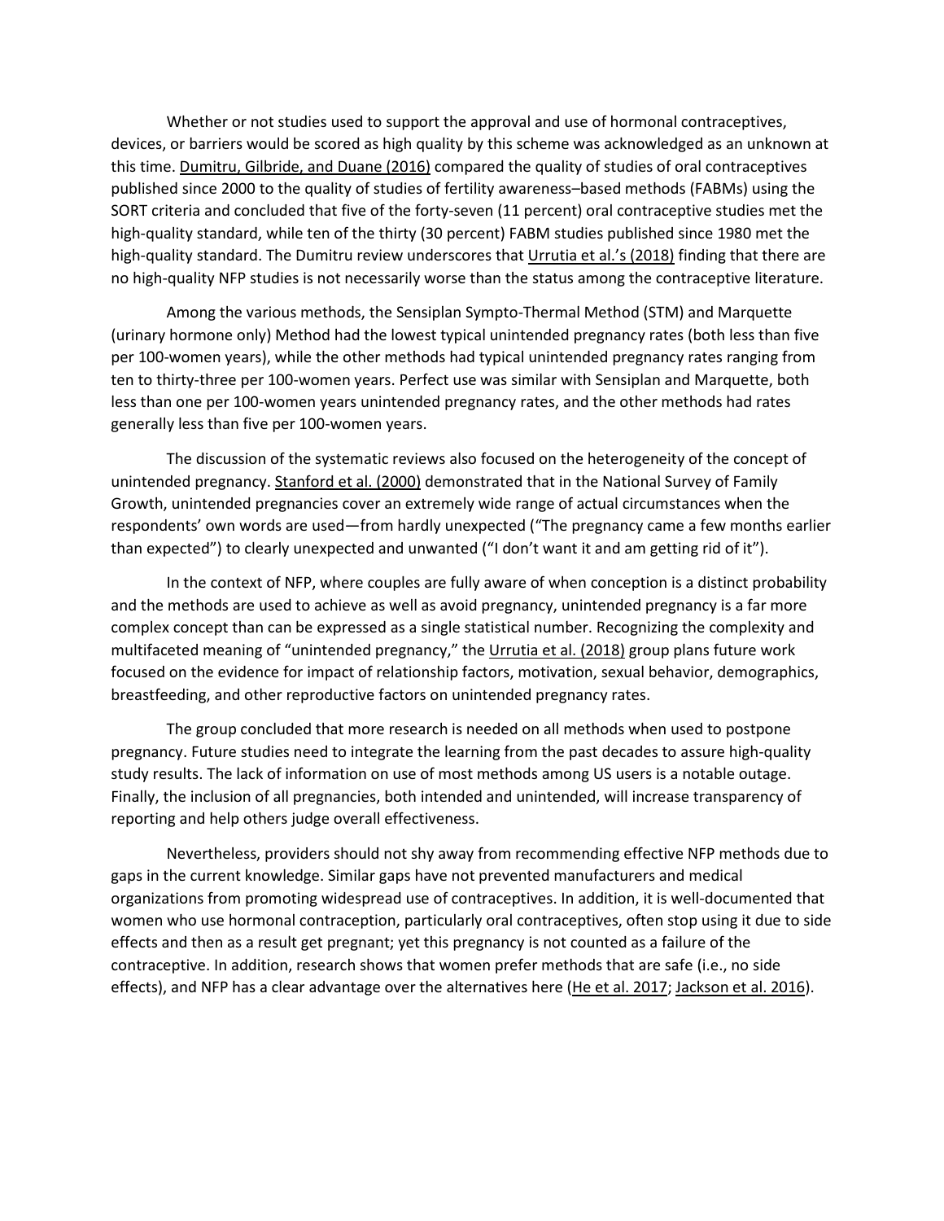Whether or not studies used to support the approval and use of hormonal contraceptives, devices, or barriers would be scored as high quality by this scheme was acknowledged as an unknown at this time. Dumitru, Gilbride, and Duane (2016) compared the quality of studies of oral contraceptives published since 2000 to the quality of studies of fertility awareness–based methods (FABMs) using the SORT criteria and concluded that five of the forty-seven (11 percent) oral contraceptive studies met the high-quality standard, while ten of the thirty (30 percent) FABM studies published since 1980 met the high-quality standard. The Dumitru review underscores that Urrutia et al.'s (2018) finding that there are no high-quality NFP studies is not necessarily worse than the status among the contraceptive literature.

Among the various methods, the Sensiplan Sympto-Thermal Method (STM) and Marquette (urinary hormone only) Method had the lowest typical unintended pregnancy rates (both less than five per 100-women years), while the other methods had typical unintended pregnancy rates ranging from ten to thirty-three per 100-women years. Perfect use was similar with Sensiplan and Marquette, both less than one per 100-women years unintended pregnancy rates, and the other methods had rates generally less than five per 100-women years.

The discussion of the systematic reviews also focused on the heterogeneity of the concept of unintended pregnancy. Stanford et al. (2000) demonstrated that in the National Survey of Family Growth, unintended pregnancies cover an extremely wide range of actual circumstances when the respondents' own words are used—from hardly unexpected ("The pregnancy came a few months earlier than expected") to clearly unexpected and unwanted ("I don't want it and am getting rid of it").

In the context of NFP, where couples are fully aware of when conception is a distinct probability and the methods are used to achieve as well as avoid pregnancy, unintended pregnancy is a far more complex concept than can be expressed as a single statistical number. Recognizing the complexity and multifaceted meaning of "unintended pregnancy," the Urrutia et al. (2018) group plans future work focused on the evidence for impact of relationship factors, motivation, sexual behavior, demographics, breastfeeding, and other reproductive factors on unintended pregnancy rates.

The group concluded that more research is needed on all methods when used to postpone pregnancy. Future studies need to integrate the learning from the past decades to assure high-quality study results. The lack of information on use of most methods among US users is a notable outage. Finally, the inclusion of all pregnancies, both intended and unintended, will increase transparency of reporting and help others judge overall effectiveness.

Nevertheless, providers should not shy away from recommending effective NFP methods due to gaps in the current knowledge. Similar gaps have not prevented manufacturers and medical organizations from promoting widespread use of contraceptives. In addition, it is well-documented that women who use hormonal contraception, particularly oral contraceptives, often stop using it due to side effects and then as a result get pregnant; yet this pregnancy is not counted as a failure of the contraceptive. In addition, research shows that women prefer methods that are safe (i.e., no side effects), and NFP has a clear advantage over the alternatives here (He et al. 2017; Jackson et al. 2016).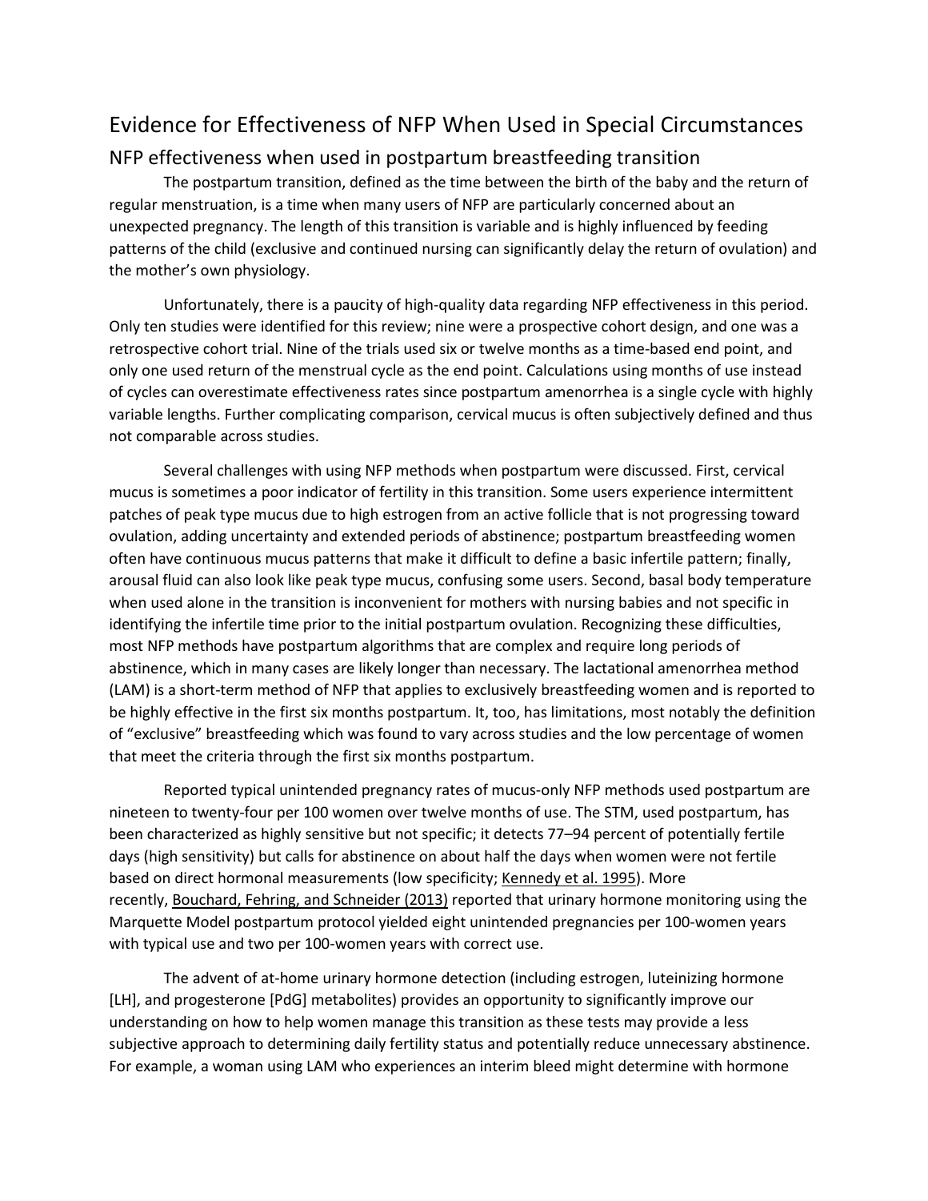# Evidence for Effectiveness of NFP When Used in Special Circumstances

## NFP effectiveness when used in postpartum breastfeeding transition

The postpartum transition, defined as the time between the birth of the baby and the return of regular menstruation, is a time when many users of NFP are particularly concerned about an unexpected pregnancy. The length of this transition is variable and is highly influenced by feeding patterns of the child (exclusive and continued nursing can significantly delay the return of ovulation) and the mother's own physiology.

Unfortunately, there is a paucity of high-quality data regarding NFP effectiveness in this period. Only ten studies were identified for this review; nine were a prospective cohort design, and one was a retrospective cohort trial. Nine of the trials used six or twelve months as a time-based end point, and only one used return of the menstrual cycle as the end point. Calculations using months of use instead of cycles can overestimate effectiveness rates since postpartum amenorrhea is a single cycle with highly variable lengths. Further complicating comparison, cervical mucus is often subjectively defined and thus not comparable across studies.

Several challenges with using NFP methods when postpartum were discussed. First, cervical mucus is sometimes a poor indicator of fertility in this transition. Some users experience intermittent patches of peak type mucus due to high estrogen from an active follicle that is not progressing toward ovulation, adding uncertainty and extended periods of abstinence; postpartum breastfeeding women often have continuous mucus patterns that make it difficult to define a basic infertile pattern; finally, arousal fluid can also look like peak type mucus, confusing some users. Second, basal body temperature when used alone in the transition is inconvenient for mothers with nursing babies and not specific in identifying the infertile time prior to the initial postpartum ovulation. Recognizing these difficulties, most NFP methods have postpartum algorithms that are complex and require long periods of abstinence, which in many cases are likely longer than necessary. The lactational amenorrhea method (LAM) is a short-term method of NFP that applies to exclusively breastfeeding women and is reported to be highly effective in the first six months postpartum. It, too, has limitations, most notably the definition of "exclusive" breastfeeding which was found to vary across studies and the low percentage of women that meet the criteria through the first six months postpartum.

Reported typical unintended pregnancy rates of mucus-only NFP methods used postpartum are nineteen to twenty-four per 100 women over twelve months of use. The STM, used postpartum, has been characterized as highly sensitive but not specific; it detects 77–94 percent of potentially fertile days (high sensitivity) but calls for abstinence on about half the days when women were not fertile based on direct hormonal measurements (low specificity; Kennedy et al. 1995). More recently, Bouchard, Fehring, and Schneider (2013) reported that urinary hormone monitoring using the Marquette Model postpartum protocol yielded eight unintended pregnancies per 100-women years with typical use and two per 100-women years with correct use.

The advent of at-home urinary hormone detection (including estrogen, luteinizing hormone [LH], and progesterone [PdG] metabolites) provides an opportunity to significantly improve our understanding on how to help women manage this transition as these tests may provide a less subjective approach to determining daily fertility status and potentially reduce unnecessary abstinence. For example, a woman using LAM who experiences an interim bleed might determine with hormone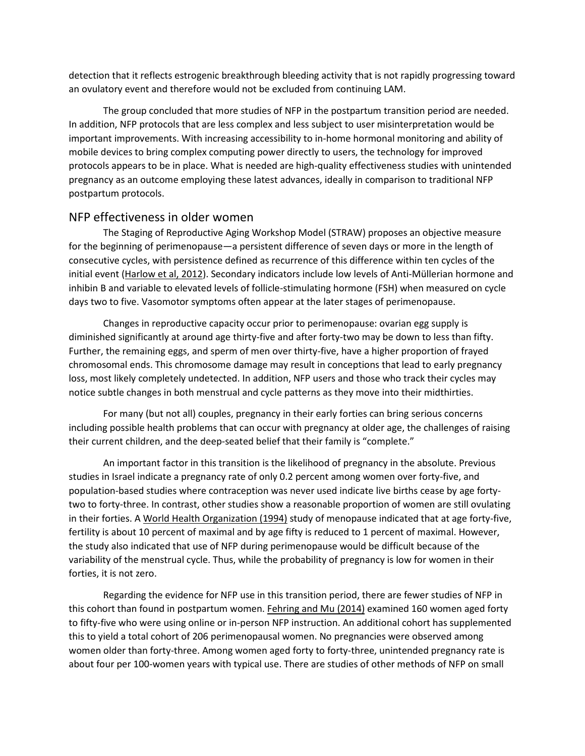detection that it reflects estrogenic breakthrough bleeding activity that is not rapidly progressing toward an ovulatory event and therefore would not be excluded from continuing LAM.

The group concluded that more studies of NFP in the postpartum transition period are needed. In addition, NFP protocols that are less complex and less subject to user misinterpretation would be important improvements. With increasing accessibility to in-home hormonal monitoring and ability of mobile devices to bring complex computing power directly to users, the technology for improved protocols appears to be in place. What is needed are high-quality effectiveness studies with unintended pregnancy as an outcome employing these latest advances, ideally in comparison to traditional NFP postpartum protocols.

## NFP effectiveness in older women

The Staging of Reproductive Aging Workshop Model (STRAW) proposes an objective measure for the beginning of perimenopause—a persistent difference of seven days or more in the length of consecutive cycles, with persistence defined as recurrence of this difference within ten cycles of the initial event (Harlow et al, 2012). Secondary indicators include low levels of Anti-Müllerian hormone and inhibin B and variable to elevated levels of follicle-stimulating hormone (FSH) when measured on cycle days two to five. Vasomotor symptoms often appear at the later stages of perimenopause.

Changes in reproductive capacity occur prior to perimenopause: ovarian egg supply is diminished significantly at around age thirty-five and after forty-two may be down to less than fifty. Further, the remaining eggs, and sperm of men over thirty-five, have a higher proportion of frayed chromosomal ends. This chromosome damage may result in conceptions that lead to early pregnancy loss, most likely completely undetected. In addition, NFP users and those who track their cycles may notice subtle changes in both menstrual and cycle patterns as they move into their midthirties.

For many (but not all) couples, pregnancy in their early forties can bring serious concerns including possible health problems that can occur with pregnancy at older age, the challenges of raising their current children, and the deep-seated belief that their family is "complete."

An important factor in this transition is the likelihood of pregnancy in the absolute. Previous studies in Israel indicate a pregnancy rate of only 0.2 percent among women over forty-five, and population-based studies where contraception was never used indicate live births cease by age forty-two to forty-three. In contrast, other studies show a reasonable proportion of women are still ovulating in their forties. A World Health Organization (1994) study of menopause indicated that at age forty-five, fertility is about 10 percent of maximal and by age fifty is reduced to 1 percent of maximal. However, the study also indicated that use of NFP during perimenopause would be difficult because of the variability of the menstrual cycle. Thus, while the probability of pregnancy is low for women in their forties, it is not zero.

Regarding the evidence for NFP use in this transition period, there are fewer studies of NFP in this cohort than found in postpartum women. Fehring and Mu (2014) examined 160 women aged forty to fifty-five who were using online or in-person NFP instruction. An additional cohort has supplemented this to yield a total cohort of 206 perimenopausal women. No pregnancies were observed among women older than forty-three. Among women aged forty to forty-three, unintended pregnancy rate is about four per 100-women years with typical use. There are studies of other methods of NFP on small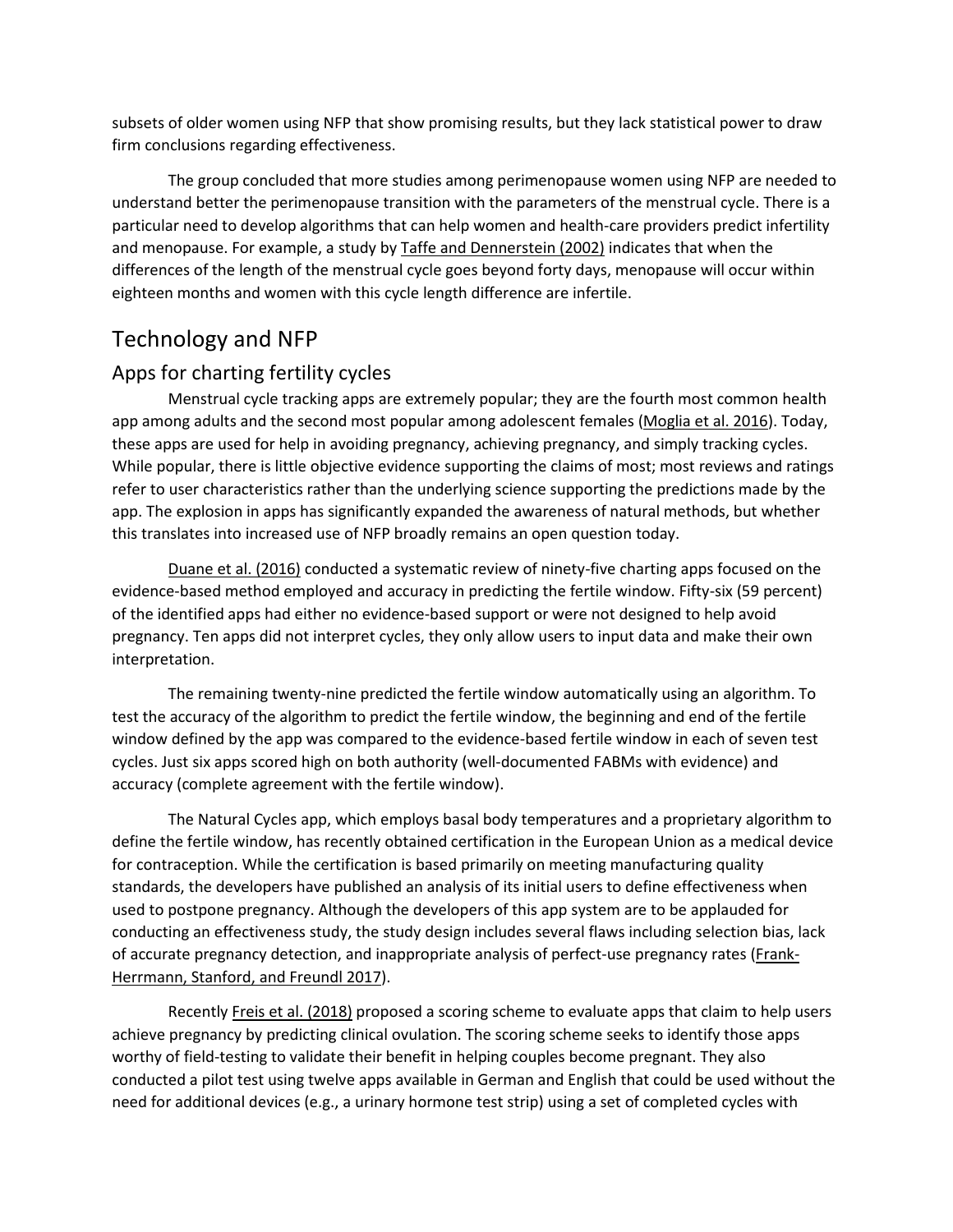subsets of older women using NFP that show promising results, but they lack statistical power to draw firm conclusions regarding effectiveness.

The group concluded that more studies among perimenopause women using NFP are needed to understand better the perimenopause transition with the parameters of the menstrual cycle. There is a particular need to develop algorithms that can help women and health-care providers predict infertility and menopause. For example, a study by Taffe and Dennerstein (2002) indicates that when the differences of the length of the menstrual cycle goes beyond forty days, menopause will occur within eighteen months and women with this cycle length difference are infertile.

## Technology and NFP

### Apps for charting fertility cycles

Menstrual cycle tracking apps are extremely popular; they are the fourth most common health app among adults and the second most popular among adolescent females (Moglia et al. 2016). Today, these apps are used for help in avoiding pregnancy, achieving pregnancy, and simply tracking cycles. While popular, there is little objective evidence supporting the claims of most; most reviews and ratings refer to user characteristics rather than the underlying science supporting the predictions made by the app. The explosion in apps has significantly expanded the awareness of natural methods, but whether this translates into increased use of NFP broadly remains an open question today.

Duane et al. (2016) conducted a systematic review of ninety-five charting apps focused on the evidence-based method employed and accuracy in predicting the fertile window. Fifty-six (59 percent) of the identified apps had either no evidence-based support or were not designed to help avoid pregnancy. Ten apps did not interpret cycles, they only allow users to input data and make their own interpretation.

The remaining twenty-nine predicted the fertile window automatically using an algorithm. To test the accuracy of the algorithm to predict the fertile window, the beginning and end of the fertile window defined by the app was compared to the evidence-based fertile window in each of seven test cycles. Just six apps scored high on both authority (well-documented FABMs with evidence) and accuracy (complete agreement with the fertile window).

The Natural Cycles app, which employs basal body temperatures and a proprietary algorithm to define the fertile window, has recently obtained certification in the European Union as a medical device for contraception. While the certification is based primarily on meeting manufacturing quality standards, the developers have published an analysis of its initial users to define effectiveness when used to postpone pregnancy. Although the developers of this app system are to be applauded for conducting an effectiveness study, the study design includes several flaws including selection bias, lack of accurate pregnancy detection, and inappropriate analysis of perfect-use pregnancy rates (Frank-Herrmann, Stanford, and Freundl 2017).

Recently Freis et al. (2018) proposed a scoring scheme to evaluate apps that claim to help users achieve pregnancy by predicting clinical ovulation. The scoring scheme seeks to identify those apps worthy of field-testing to validate their benefit in helping couples become pregnant. They also conducted a pilot test using twelve apps available in German and English that could be used without the need for additional devices (e.g., a urinary hormone test strip) using a set of completed cycles with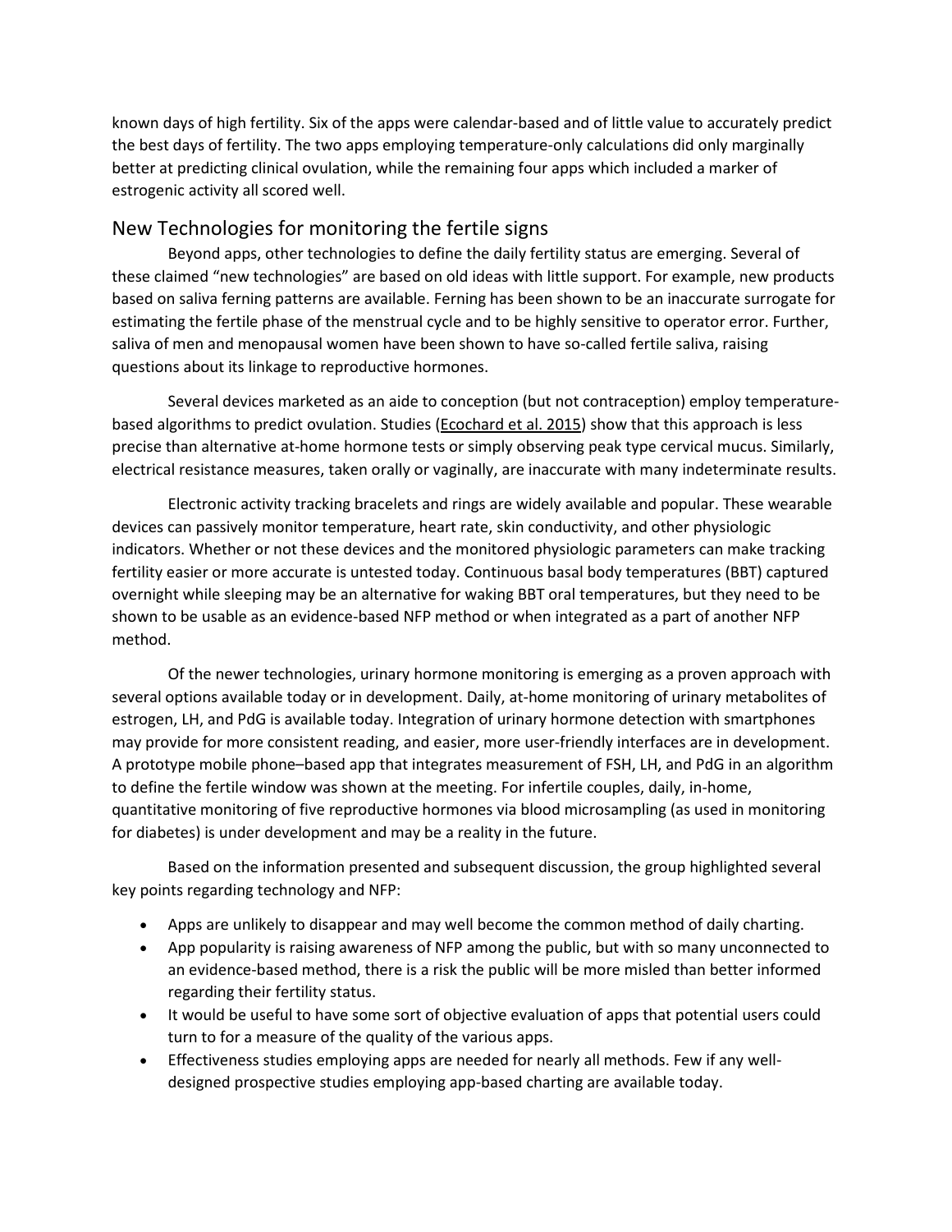known days of high fertility. Six of the apps were calendar-based and of little value to accurately predict the best days of fertility. The two apps employing temperature-only calculations did only marginally better at predicting clinical ovulation, while the remaining four apps which included a marker of estrogenic activity all scored well.

## New Technologies for monitoring the fertile signs

Beyond apps, other technologies to define the daily fertility status are emerging. Several of these claimed "new technologies" are based on old ideas with little support. For example, new products based on saliva ferning patterns are available. Ferning has been shown to be an inaccurate surrogate for estimating the fertile phase of the menstrual cycle and to be highly sensitive to operator error. Further, saliva of men and menopausal women have been shown to have so-called fertile saliva, raising questions about its linkage to reproductive hormones.

Several devices marketed as an aide to conception (but not contraception) employ temperature-based algorithms to predict ovulation. Studies (Ecochard et al. 2015) show that this approach is less precise than alternative at-home hormone tests or simply observing peak type cervical mucus. Similarly, electrical resistance measures, taken orally or vaginally, are inaccurate with many indeterminate results.

Electronic activity tracking bracelets and rings are widely available and popular. These wearable devices can passively monitor temperature, heart rate, skin conductivity, and other physiologic indicators. Whether or not these devices and the monitored physiologic parameters can make tracking fertility easier or more accurate is untested today. Continuous basal body temperatures (BBT) captured overnight while sleeping may be an alternative for waking BBT oral temperatures, but they need to be shown to be usable as an evidence-based NFP method or when integrated as a part of another NFP method.

Of the newer technologies, urinary hormone monitoring is emerging as a proven approach with several options available today or in development. Daily, at-home monitoring of urinary metabolites of estrogen, LH, and PdG is available today. Integration of urinary hormone detection with smartphones may provide for more consistent reading, and easier, more user-friendly interfaces are in development. A prototype mobile phone–based app that integrates measurement of FSH, LH, and PdG in an algorithm to define the fertile window was shown at the meeting. For infertile couples, daily, in-home, quantitative monitoring of five reproductive hormones via blood microsampling (as used in monitoring for diabetes) is under development and may be a reality in the future.

Based on the information presented and subsequent discussion, the group highlighted several key points regarding technology and NFP:

- Apps are unlikely to disappear and may well become the common method of daily charting.
- App popularity is raising awareness of NFP among the public, but with so many unconnected to an evidence-based method, there is a risk the public will be more misled than better informed regarding their fertility status.
- It would be useful to have some sort of objective evaluation of apps that potential users could turn to for a measure of the quality of the various apps.
- Effectiveness studies employing apps are needed for nearly all methods. Few if any well-designed prospective studies employing app-based charting are available today.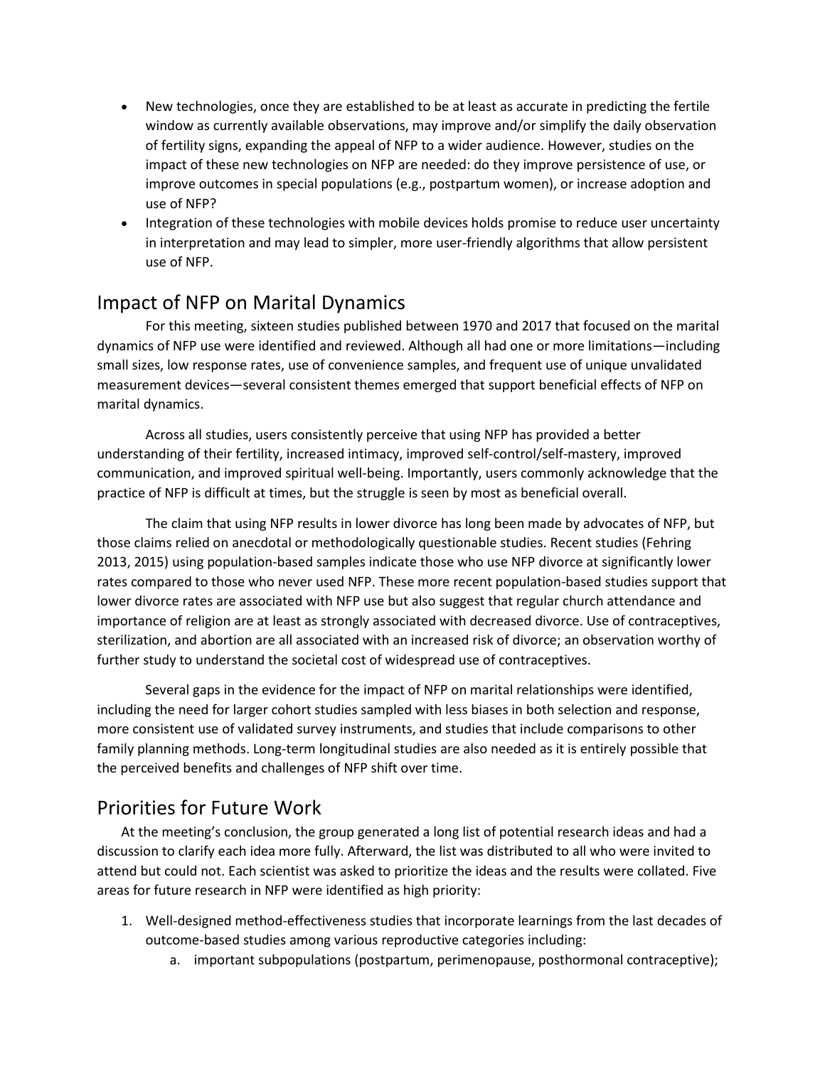- New technologies, once they are established to be at least as accurate in predicting the fertile window as currently available observations, may improve and/or simplify the daily observation of fertility signs, expanding the appeal of NFP to a wider audience. However, studies on the impact of these new technologies on NFP are needed: do they improve persistence of use, or improve outcomes in special populations (e.g., postpartum women), or increase adoption and use of NFP?
- Integration of these technologies with mobile devices holds promise to reduce user uncertainty in interpretation and may lead to simpler, more user-friendly algorithms that allow persistent use of NFP.

## Impact of NFP on Marital Dynamics

For this meeting, sixteen studies published between 1970 and 2017 that focused on the marital dynamics of NFP use were identified and reviewed. Although all had one or more limitations—including small sizes, low response rates, use of convenience samples, and frequent use of unique unvalidated measurement devices—several consistent themes emerged that support beneficial effects of NFP on marital dynamics.

Across all studies, users consistently perceive that using NFP has provided a better understanding of their fertility, increased intimacy, improved self-control/self-mastery, improved communication, and improved spiritual well-being. Importantly, users commonly acknowledge that the practice of NFP is difficult at times, but the struggle is seen by most as beneficial overall.

The claim that using NFP results in lower divorce has long been made by advocates of NFP, but those claims relied on anecdotal or methodologically questionable studies. Recent studies (Fehring 2013, 2015) using population-based samples indicate those who use NFP divorce at significantly lower rates compared to those who never used NFP. These more recent population-based studies support that lower divorce rates are associated with NFP use but also suggest that regular church attendance and importance of religion are at least as strongly associated with decreased divorce. Use of contraceptives, sterilization, and abortion are all associated with an increased risk of divorce; an observation worthy of further study to understand the societal cost of widespread use of contraceptives.

Several gaps in the evidence for the impact of NFP on marital relationships were identified, including the need for larger cohort studies sampled with less biases in both selection and response, more consistent use of validated survey instruments, and studies that include comparisons to other family planning methods. Long-term longitudinal studies are also needed as it is entirely possible that the perceived benefits and challenges of NFP shift over time.

## Priorities for Future Work

At the meeting's conclusion, the group generated a long list of potential research ideas and had a discussion to clarify each idea more fully. Afterward, the list was distributed to all who were invited to attend but could not. Each scientist was asked to prioritize the ideas and the results were collated. Five areas for future research in NFP were identified as high priority:

1. Well-designed method-effectiveness studies that incorporate learnings from the last decades of outcome-based studies among various reproductive categories including:
    a. important subpopulations (postpartum, perimenopause, posthormonal contraceptive);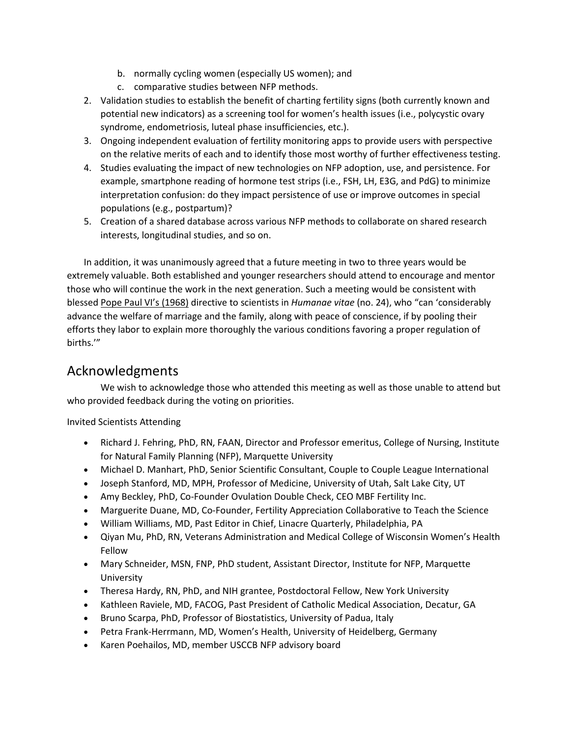b. normally cycling women (especially US women); and
   c. comparative studies between NFP methods.
2. Validation studies to establish the benefit of charting fertility signs (both currently known and potential new indicators) as a screening tool for women's health issues (i.e., polycystic ovary syndrome, endometriosis, luteal phase insufficiencies, etc.).
3. Ongoing independent evaluation of fertility monitoring apps to provide users with perspective on the relative merits of each and to identify those most worthy of further effectiveness testing.
4. Studies evaluating the impact of new technologies on NFP adoption, use, and persistence. For example, smartphone reading of hormone test strips (i.e., FSH, LH, E3G, and PdG) to minimize interpretation confusion: do they impact persistence of use or improve outcomes in special populations (e.g., postpartum)?
5. Creation of a shared database across various NFP methods to collaborate on shared research interests, longitudinal studies, and so on.

In addition, it was unanimously agreed that a future meeting in two to three years would be extremely valuable. Both established and younger researchers should attend to encourage and mentor those who will continue the work in the next generation. Such a meeting would be consistent with blessed Pope Paul VI's (1968) directive to scientists in *Humanae vitae* (no. 24), who "can 'considerably advance the welfare of marriage and the family, along with peace of conscience, if by pooling their efforts they labor to explain more thoroughly the various conditions favoring a proper regulation of births.'"

## Acknowledgments

We wish to acknowledge those who attended this meeting as well as those unable to attend but who provided feedback during the voting on priorities.

Invited Scientists Attending

- Richard J. Fehring, PhD, RN, FAAN, Director and Professor emeritus, College of Nursing, Institute for Natural Family Planning (NFP), Marquette University
- Michael D. Manhart, PhD, Senior Scientific Consultant, Couple to Couple League International
- Joseph Stanford, MD, MPH, Professor of Medicine, University of Utah, Salt Lake City, UT
- Amy Beckley, PhD, Co-Founder Ovulation Double Check, CEO MBF Fertility Inc.
- Marguerite Duane, MD, Co-Founder, Fertility Appreciation Collaborative to Teach the Science
- William Williams, MD, Past Editor in Chief, Linacre Quarterly, Philadelphia, PA
- Qiyan Mu, PhD, RN, Veterans Administration and Medical College of Wisconsin Women's Health Fellow
- Mary Schneider, MSN, FNP, PhD student, Assistant Director, Institute for NFP, Marquette University
- Theresa Hardy, RN, PhD, and NIH grantee, Postdoctoral Fellow, New York University
- Kathleen Raviele, MD, FACOG, Past President of Catholic Medical Association, Decatur, GA
- Bruno Scarpa, PhD, Professor of Biostatistics, University of Padua, Italy
- Petra Frank-Herrmann, MD, Women's Health, University of Heidelberg, Germany
- Karen Poehailos, MD, member USCCB NFP advisory board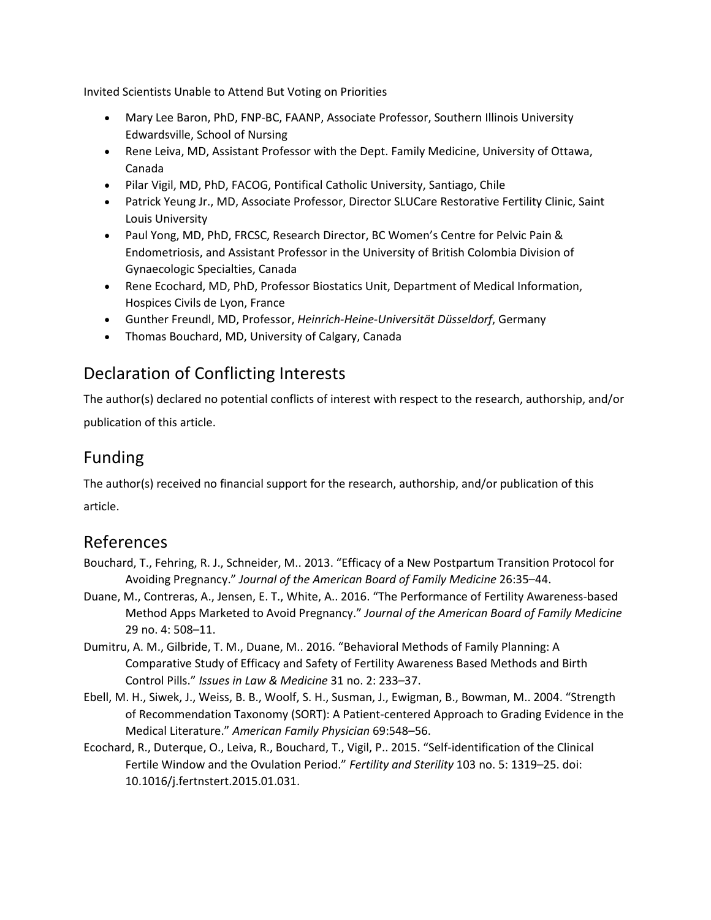Invited Scientists Unable to Attend But Voting on Priorities

- Mary Lee Baron, PhD, FNP-BC, FAANP, Associate Professor, Southern Illinois University Edwardsville, School of Nursing
- Rene Leiva, MD, Assistant Professor with the Dept. Family Medicine, University of Ottawa, Canada
- Pilar Vigil, MD, PhD, FACOG, Pontifical Catholic University, Santiago, Chile
- Patrick Yeung Jr., MD, Associate Professor, Director SLUCare Restorative Fertility Clinic, Saint Louis University
- Paul Yong, MD, PhD, FRCSC, Research Director, BC Women's Centre for Pelvic Pain & Endometriosis, and Assistant Professor in the University of British Colombia Division of Gynaecologic Specialties, Canada
- Rene Ecochard, MD, PhD, Professor Biostatics Unit, Department of Medical Information, Hospices Civils de Lyon, France
- Gunther Freundl, MD, Professor, *Heinrich-Heine-Universität Düsseldorf*, Germany
- Thomas Bouchard, MD, University of Calgary, Canada

## Declaration of Conflicting Interests

The author(s) declared no potential conflicts of interest with respect to the research, authorship, and/or publication of this article.

## Funding

The author(s) received no financial support for the research, authorship, and/or publication of this article.

## References

Bouchard, T., Fehring, R. J., Schneider, M.. 2013. "Efficacy of a New Postpartum Transition Protocol for Avoiding Pregnancy." *Journal of the American Board of Family Medicine* 26:35–44.

Duane, M., Contreras, A., Jensen, E. T., White, A.. 2016. "The Performance of Fertility Awareness-based Method Apps Marketed to Avoid Pregnancy." *Journal of the American Board of Family Medicine* 29 no. 4: 508–11.

Dumitru, A. M., Gilbride, T. M., Duane, M.. 2016. "Behavioral Methods of Family Planning: A Comparative Study of Efficacy and Safety of Fertility Awareness Based Methods and Birth Control Pills." *Issues in Law & Medicine* 31 no. 2: 233–37.

Ebell, M. H., Siwek, J., Weiss, B. B., Woolf, S. H., Susman, J., Ewigman, B., Bowman, M.. 2004. "Strength of Recommendation Taxonomy (SORT): A Patient-centered Approach to Grading Evidence in the Medical Literature." *American Family Physician* 69:548–56.

Ecochard, R., Duterque, O., Leiva, R., Bouchard, T., Vigil, P.. 2015. "Self-identification of the Clinical Fertile Window and the Ovulation Period." *Fertility and Sterility* 103 no. 5: 1319–25. doi: 10.1016/j.fertnstert.2015.01.031.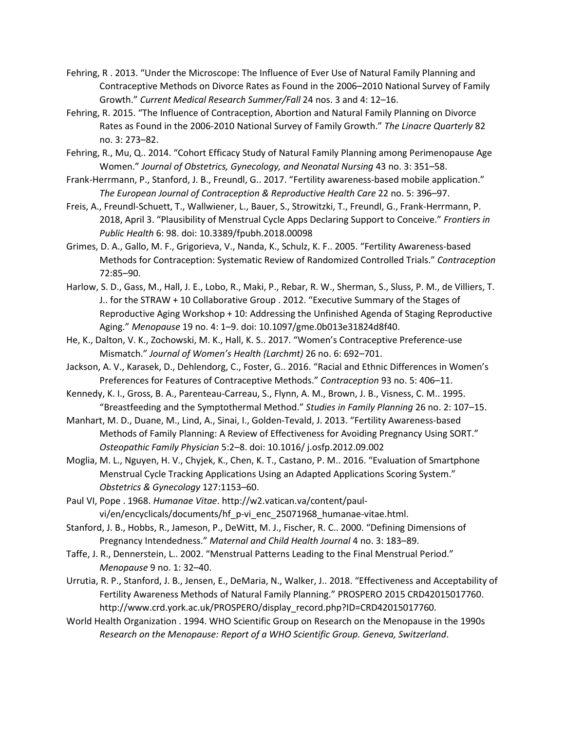Fehring, R . 2013. “Under the Microscope: The Influence of Ever Use of Natural Family Planning and Contraceptive Methods on Divorce Rates as Found in the 2006–2010 National Survey of Family Growth.” *Current Medical Research Summer/Fall* 24 nos. 3 and 4: 12–16.

Fehring, R. 2015. “The Influence of Contraception, Abortion and Natural Family Planning on Divorce Rates as Found in the 2006-2010 National Survey of Family Growth.” *The Linacre Quarterly* 82 no. 3: 273–82.

Fehring, R., Mu, Q.. 2014. “Cohort Efficacy Study of Natural Family Planning among Perimenopause Age Women.” *Journal of Obstetrics, Gynecology, and Neonatal Nursing* 43 no. 3: 351–58.

Frank-Herrmann, P., Stanford, J. B., Freundl, G.. 2017. “Fertility awareness-based mobile application.” *The European Journal of Contraception & Reproductive Health Care* 22 no. 5: 396–97.

Freis, A., Freundl-Schuett, T., Wallwiener, L., Bauer, S., Strowitzki, T., Freundl, G., Frank-Herrmann, P. 2018, April 3. “Plausibility of Menstrual Cycle Apps Declaring Support to Conceive.” *Frontiers in Public Health* 6: 98. doi: 10.3389/fpubh.2018.00098

Grimes, D. A., Gallo, M. F., Grigorieva, V., Nanda, K., Schulz, K. F.. 2005. “Fertility Awareness-based Methods for Contraception: Systematic Review of Randomized Controlled Trials.” *Contraception* 72:85–90.

Harlow, S. D., Gass, M., Hall, J. E., Lobo, R., Maki, P., Rebar, R. W., Sherman, S., Sluss, P. M., de Villiers, T. J.. for the STRAW + 10 Collaborative Group . 2012. “Executive Summary of the Stages of Reproductive Aging Workshop + 10: Addressing the Unfinished Agenda of Staging Reproductive Aging.” *Menopause* 19 no. 4: 1–9. doi: 10.1097/gme.0b013e31824d8f40.

He, K., Dalton, V. K., Zochowski, M. K., Hall, K. S.. 2017. “Women’s Contraceptive Preference-use Mismatch.” *Journal of Women’s Health (Larchmt)* 26 no. 6: 692–701.

Jackson, A. V., Karasek, D., Dehlendorg, C., Foster, G.. 2016. “Racial and Ethnic Differences in Women’s Preferences for Features of Contraceptive Methods.” *Contraception* 93 no. 5: 406–11.

Kennedy, K. I., Gross, B. A., Parenteau-Carreau, S., Flynn, A. M., Brown, J. B., Visness, C. M.. 1995. “Breastfeeding and the Symptothermal Method.” *Studies in Family Planning* 26 no. 2: 107–15.

Manhart, M. D., Duane, M., Lind, A., Sinai, I., Golden-Tevald, J. 2013. “Fertility Awareness-based Methods of Family Planning: A Review of Effectiveness for Avoiding Pregnancy Using SORT.” *Osteopathic Family Physician* 5:2–8. doi: 10.1016/ j.osfp.2012.09.002

Moglia, M. L., Nguyen, H. V., Chyjek, K., Chen, K. T., Castano, P. M.. 2016. “Evaluation of Smartphone Menstrual Cycle Tracking Applications Using an Adapted Applications Scoring System.” *Obstetrics & Gynecology* 127:1153–60.

Paul VI, Pope . 1968. *Humanae Vitae*. http://w2.vatican.va/content/paul-vi/en/encyclicals/documents/hf_p-vi_enc_25071968_humanae-vitae.html.

Stanford, J. B., Hobbs, R., Jameson, P., DeWitt, M. J., Fischer, R. C.. 2000. “Defining Dimensions of Pregnancy Intendedness.” *Maternal and Child Health Journal* 4 no. 3: 183–89.

Taffe, J. R., Dennerstein, L.. 2002. “Menstrual Patterns Leading to the Final Menstrual Period.” *Menopause* 9 no. 1: 32–40.

Urrutia, R. P., Stanford, J. B., Jensen, E., DeMaria, N., Walker, J.. 2018. “Effectiveness and Acceptability of Fertility Awareness Methods of Natural Family Planning.” PROSPERO 2015 CRD42015017760. http://www.crd.york.ac.uk/PROSPERO/display_record.php?ID=CRD42015017760.

World Health Organization . 1994. WHO Scientific Group on Research on the Menopause in the 1990s *Research on the Menopause: Report of a WHO Scientific Group. Geneva, Switzerland*.